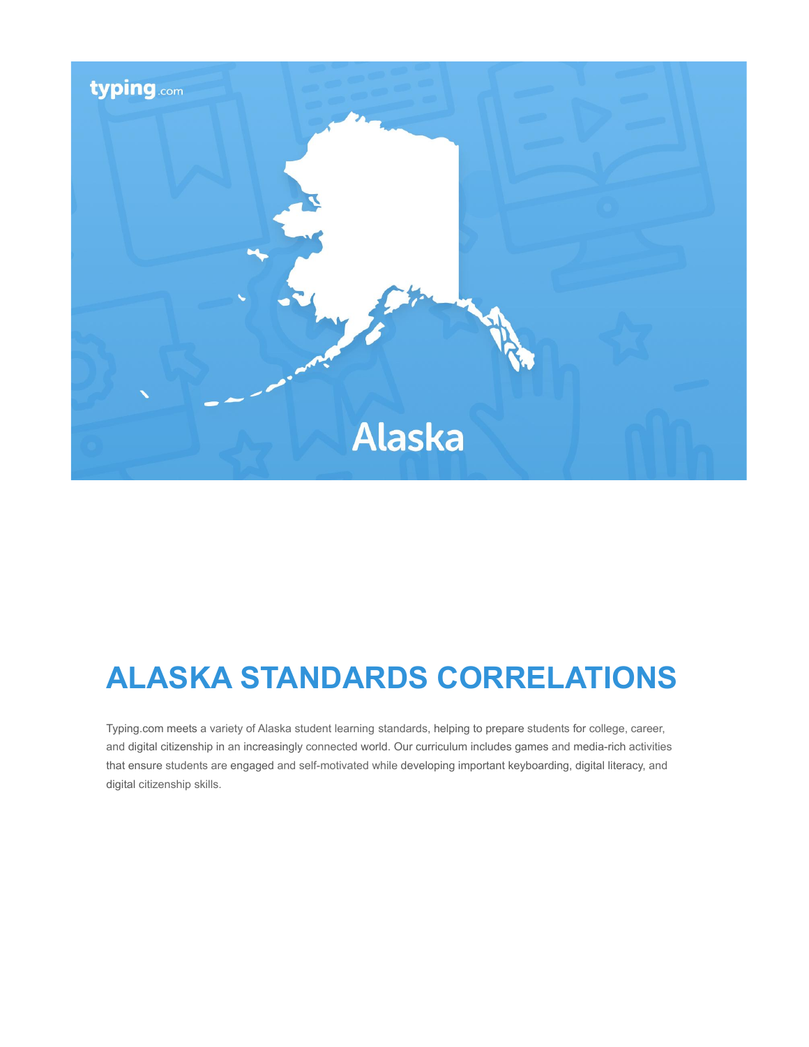# ALASKA STANDARDS CORRELATIONS

Typing.com meets a variety of Alaska student learning standards, helping to prepare students for college, career, and digital citizenship in an increasingly connected world. Our curriculum includes games and media-rich activities that ensure students are engaged and self-motivated while developing important keyboarding, digital literacy, and digital citizenship skills.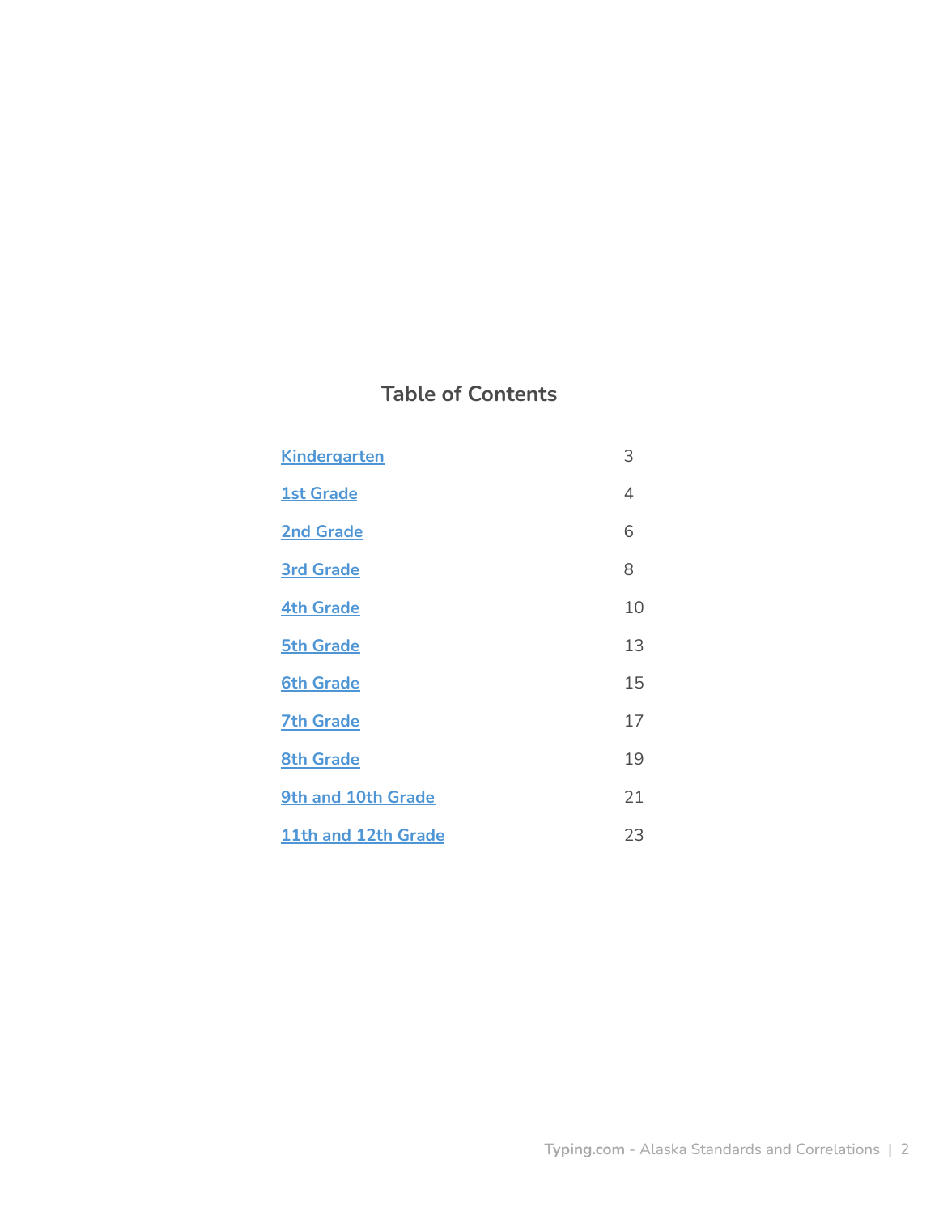## Table of Contents

| | |
|---|---|
| Kindergarten | 3 |
| 1st Grade | 4 |
| 2nd Grade | 6 |
| 3rd Grade | 8 |
| 4th Grade | 10 |
| 5th Grade | 13 |
| 6th Grade | 15 |
| 7th Grade | 17 |
| 8th Grade | 19 |
| 9th and 10th Grade | 21 |
| 11th and 12th Grade | 23 |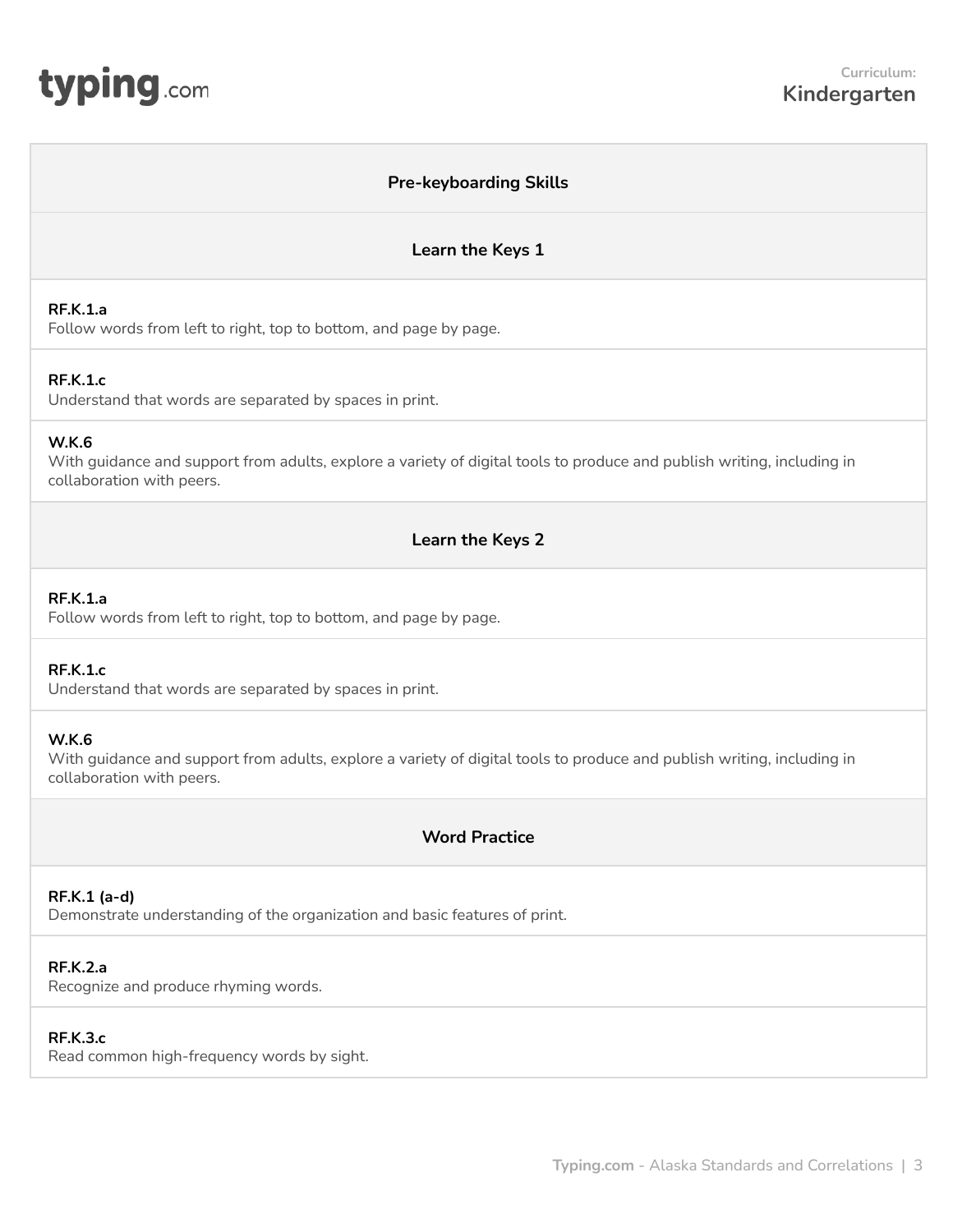## Pre-keyboarding Skills

### Learn the Keys 1

**RF.K.1.a**
Follow words from left to right, top to bottom, and page by page.

**RF.K.1.c**
Understand that words are separated by spaces in print.

**W.K.6**
With guidance and support from adults, explore a variety of digital tools to produce and publish writing, including in collaboration with peers.

### Learn the Keys 2

**RF.K.1.a**
Follow words from left to right, top to bottom, and page by page.

**RF.K.1.c**
Understand that words are separated by spaces in print.

**W.K.6**
With guidance and support from adults, explore a variety of digital tools to produce and publish writing, including in collaboration with peers.

### Word Practice

**RF.K.1 (a-d)**
Demonstrate understanding of the organization and basic features of print.

**RF.K.2.a**
Recognize and produce rhyming words.

**RF.K.3.c**
Read common high-frequency words by sight.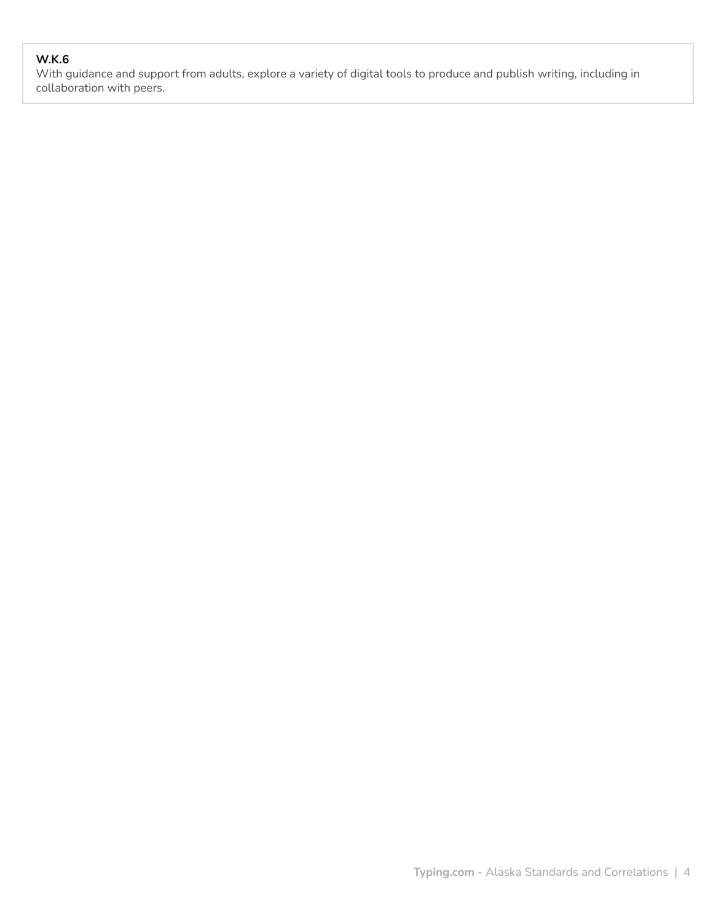**W.K.6**
With guidance and support from adults, explore a variety of digital tools to produce and publish writing, including in collaboration with peers.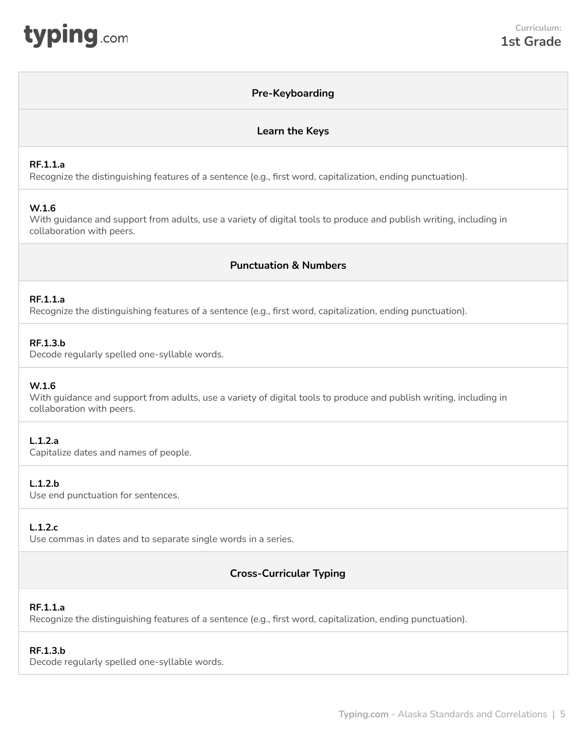**Curriculum:**
**1st Grade**

## Pre-Keyboarding

### Learn the Keys

**RF.1.1.a**
Recognize the distinguishing features of a sentence (e.g., first word, capitalization, ending punctuation).

**W.1.6**
With guidance and support from adults, use a variety of digital tools to produce and publish writing, including in collaboration with peers.

### Punctuation & Numbers

**RF.1.1.a**
Recognize the distinguishing features of a sentence (e.g., first word, capitalization, ending punctuation).

**RF.1.3.b**
Decode regularly spelled one-syllable words.

**W.1.6**
With guidance and support from adults, use a variety of digital tools to produce and publish writing, including in collaboration with peers.

**L.1.2.a**
Capitalize dates and names of people.

**L.1.2.b**
Use end punctuation for sentences.

**L.1.2.c**
Use commas in dates and to separate single words in a series.

### Cross-Curricular Typing

**RF.1.1.a**
Recognize the distinguishing features of a sentence (e.g., first word, capitalization, ending punctuation).

**RF.1.3.b**
Decode regularly spelled one-syllable words.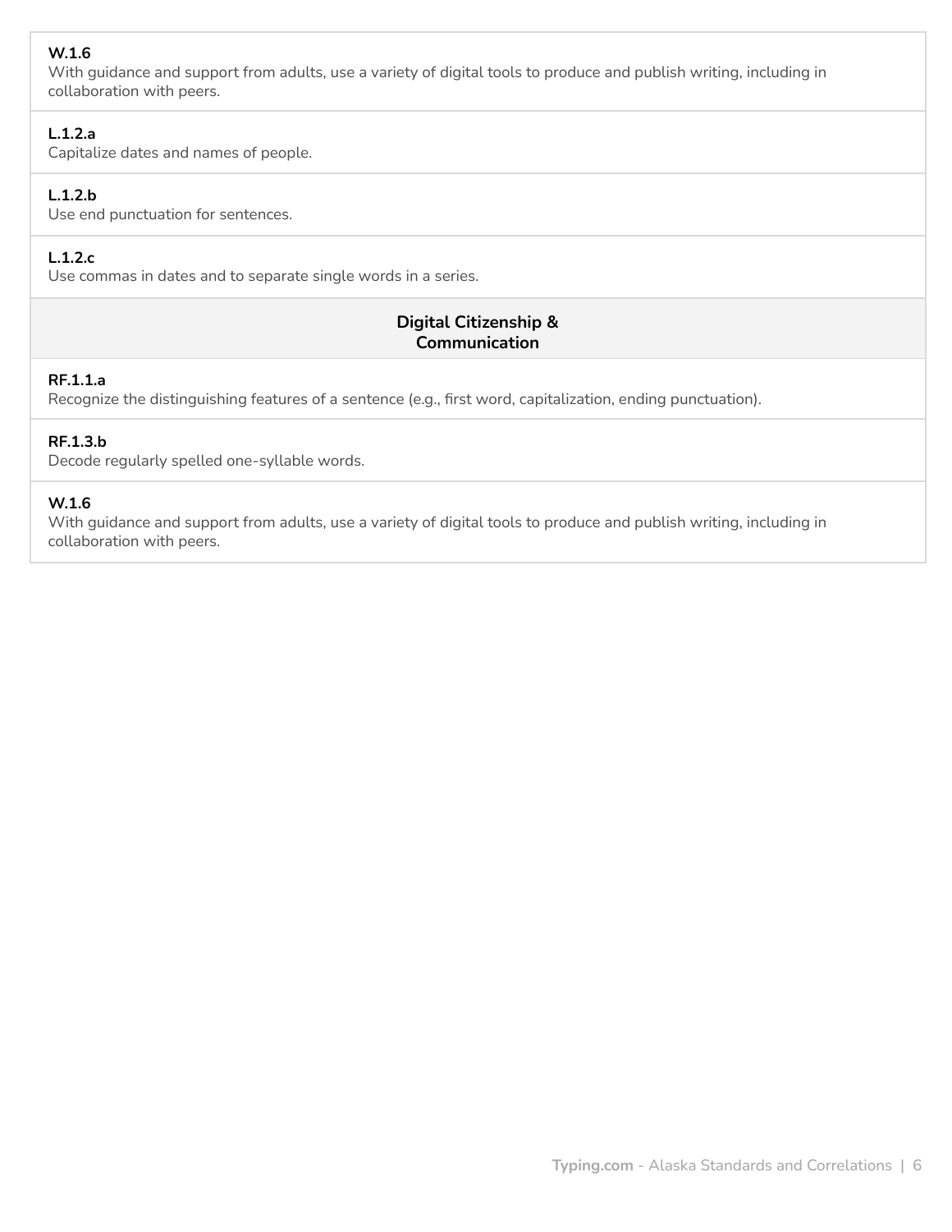**W.1.6**
With guidance and support from adults, use a variety of digital tools to produce and publish writing, including in collaboration with peers.

**L.1.2.a**
Capitalize dates and names of people.

**L.1.2.b**
Use end punctuation for sentences.

**L.1.2.c**
Use commas in dates and to separate single words in a series.

### Digital Citizenship & Communication

**RF.1.1.a**
Recognize the distinguishing features of a sentence (e.g., first word, capitalization, ending punctuation).

**RF.1.3.b**
Decode regularly spelled one-syllable words.

**W.1.6**
With guidance and support from adults, use a variety of digital tools to produce and publish writing, including in collaboration with peers.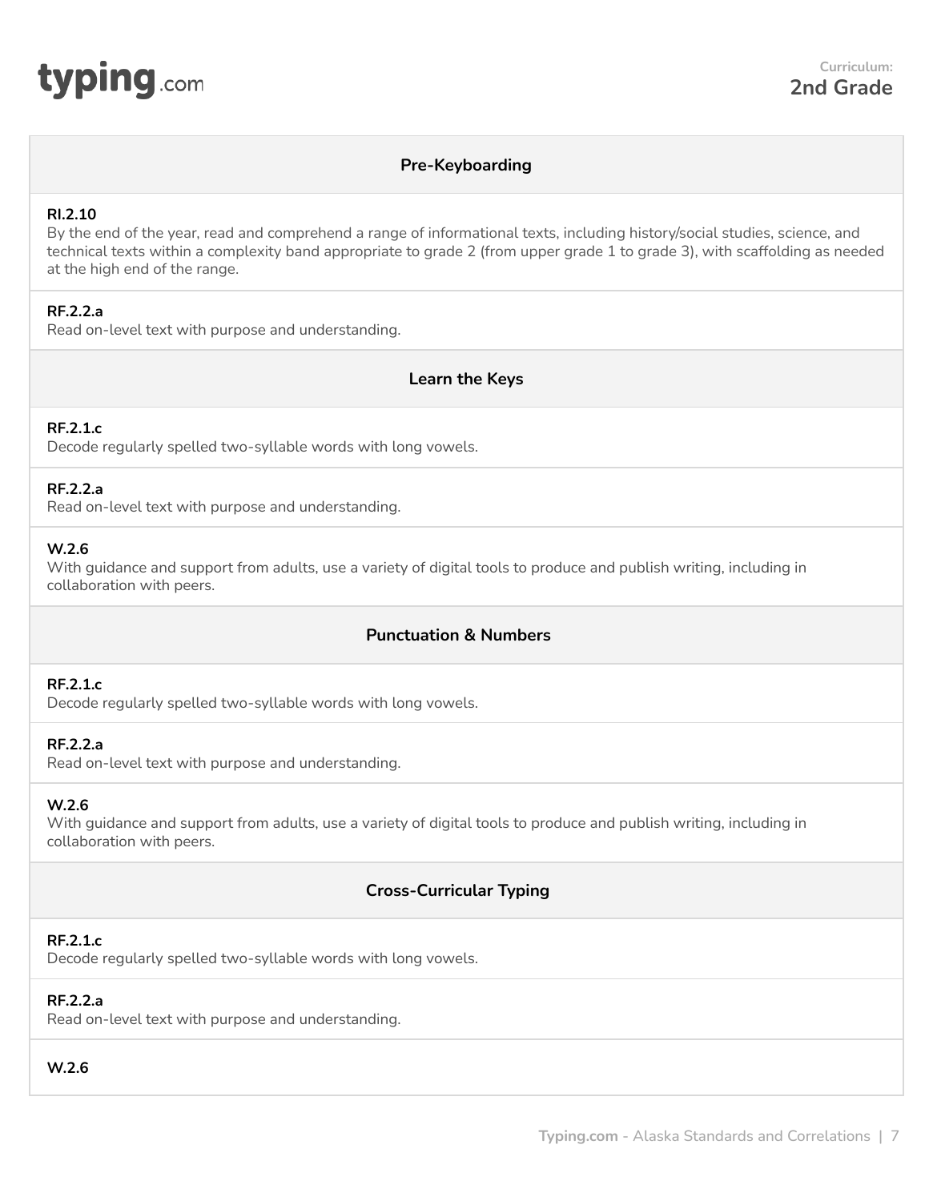**Curriculum: 2nd Grade**

## Pre-Keyboarding

**RI.2.10**
By the end of the year, read and comprehend a range of informational texts, including history/social studies, science, and technical texts within a complexity band appropriate to grade 2 (from upper grade 1 to grade 3), with scaffolding as needed at the high end of the range.

**RF.2.2.a**
Read on-level text with purpose and understanding.

## Learn the Keys

**RF.2.1.c**
Decode regularly spelled two-syllable words with long vowels.

**RF.2.2.a**
Read on-level text with purpose and understanding.

**W.2.6**
With guidance and support from adults, use a variety of digital tools to produce and publish writing, including in collaboration with peers.

## Punctuation & Numbers

**RF.2.1.c**
Decode regularly spelled two-syllable words with long vowels.

**RF.2.2.a**
Read on-level text with purpose and understanding.

**W.2.6**
With guidance and support from adults, use a variety of digital tools to produce and publish writing, including in collaboration with peers.

## Cross-Curricular Typing

**RF.2.1.c**
Decode regularly spelled two-syllable words with long vowels.

**RF.2.2.a**
Read on-level text with purpose and understanding.

**W.2.6**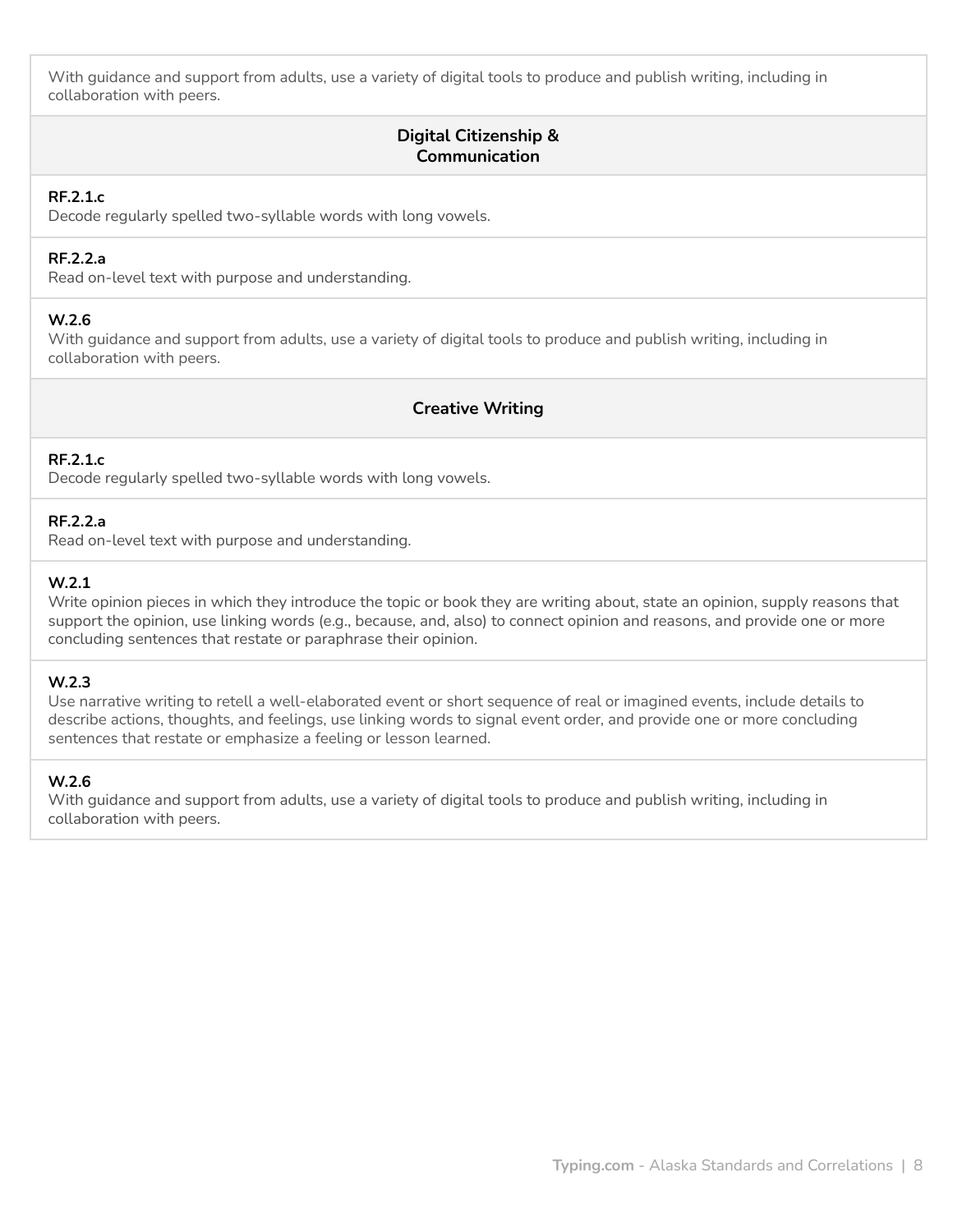With guidance and support from adults, use a variety of digital tools to produce and publish writing, including in collaboration with peers.

### Digital Citizenship & Communication

**RF.2.1.c**
Decode regularly spelled two-syllable words with long vowels.

**RF.2.2.a**
Read on-level text with purpose and understanding.

**W.2.6**
With guidance and support from adults, use a variety of digital tools to produce and publish writing, including in collaboration with peers.

### Creative Writing

**RF.2.1.c**
Decode regularly spelled two-syllable words with long vowels.

**RF.2.2.a**
Read on-level text with purpose and understanding.

**W.2.1**
Write opinion pieces in which they introduce the topic or book they are writing about, state an opinion, supply reasons that support the opinion, use linking words (e.g., because, and, also) to connect opinion and reasons, and provide one or more concluding sentences that restate or paraphrase their opinion.

**W.2.3**
Use narrative writing to retell a well-elaborated event or short sequence of real or imagined events, include details to describe actions, thoughts, and feelings, use linking words to signal event order, and provide one or more concluding sentences that restate or emphasize a feeling or lesson learned.

**W.2.6**
With guidance and support from adults, use a variety of digital tools to produce and publish writing, including in collaboration with peers.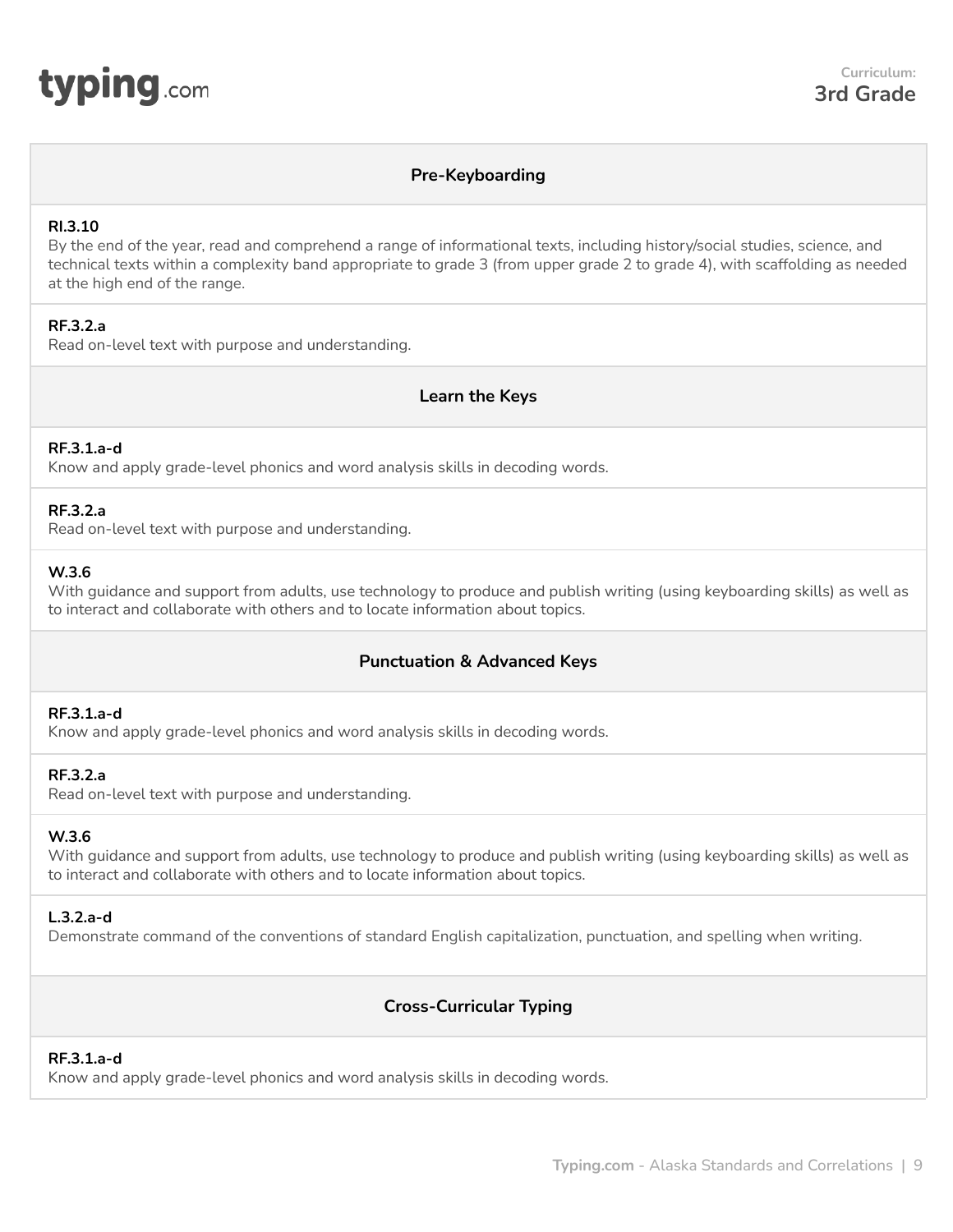**Curriculum:**
**3rd Grade**

## Pre-Keyboarding

**RI.3.10**
By the end of the year, read and comprehend a range of informational texts, including history/social studies, science, and technical texts within a complexity band appropriate to grade 3 (from upper grade 2 to grade 4), with scaffolding as needed at the high end of the range.

**RF.3.2.a**
Read on-level text with purpose and understanding.

## Learn the Keys

**RF.3.1.a-d**
Know and apply grade-level phonics and word analysis skills in decoding words.

**RF.3.2.a**
Read on-level text with purpose and understanding.

**W.3.6**
With guidance and support from adults, use technology to produce and publish writing (using keyboarding skills) as well as to interact and collaborate with others and to locate information about topics.

## Punctuation & Advanced Keys

**RF.3.1.a-d**
Know and apply grade-level phonics and word analysis skills in decoding words.

**RF.3.2.a**
Read on-level text with purpose and understanding.

**W.3.6**
With guidance and support from adults, use technology to produce and publish writing (using keyboarding skills) as well as to interact and collaborate with others and to locate information about topics.

**L.3.2.a-d**
Demonstrate command of the conventions of standard English capitalization, punctuation, and spelling when writing.

## Cross-Curricular Typing

**RF.3.1.a-d**
Know and apply grade-level phonics and word analysis skills in decoding words.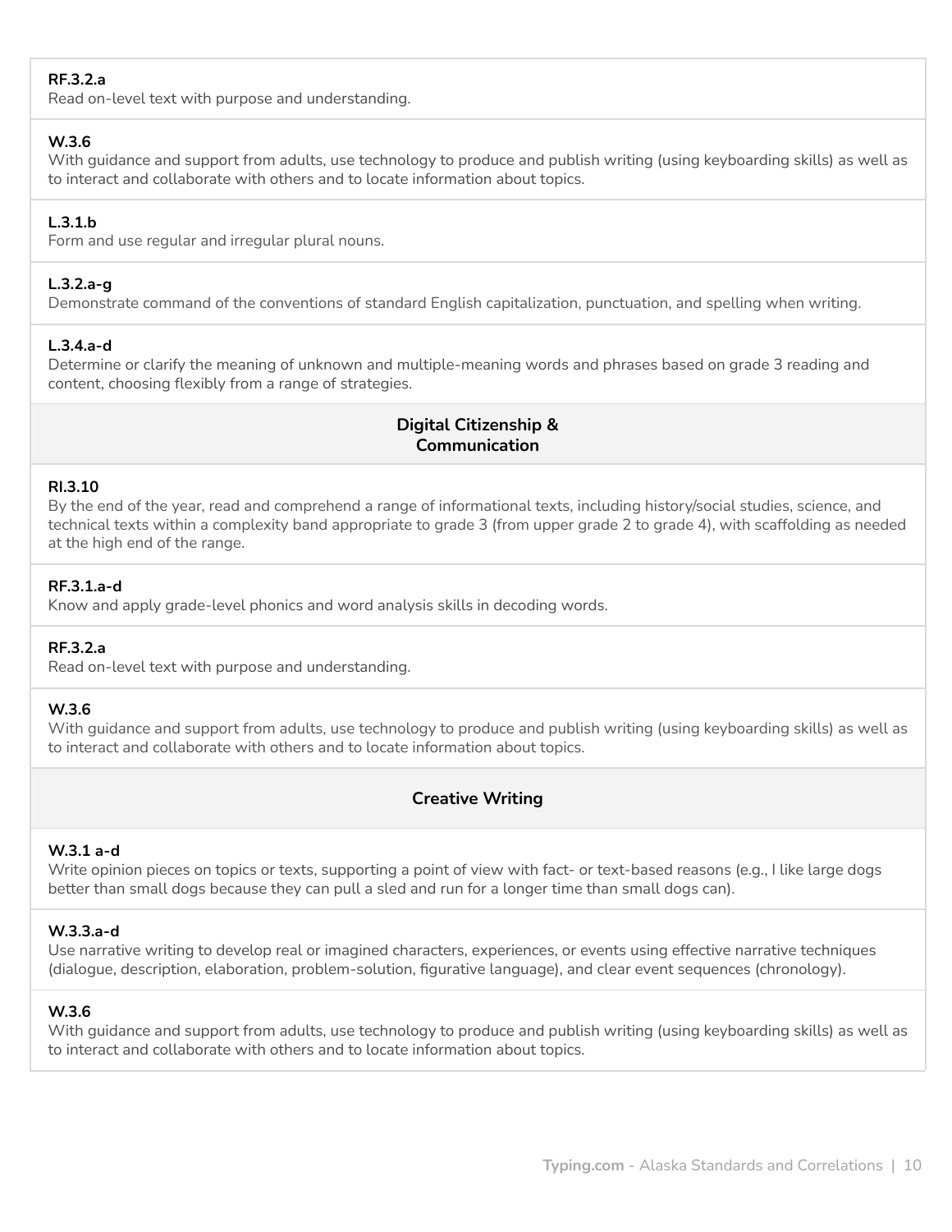**RF.3.2.a**
Read on-level text with purpose and understanding.

**W.3.6**
With guidance and support from adults, use technology to produce and publish writing (using keyboarding skills) as well as to interact and collaborate with others and to locate information about topics.

**L.3.1.b**
Form and use regular and irregular plural nouns.

**L.3.2.a-g**
Demonstrate command of the conventions of standard English capitalization, punctuation, and spelling when writing.

**L.3.4.a-d**
Determine or clarify the meaning of unknown and multiple-meaning words and phrases based on grade 3 reading and content, choosing flexibly from a range of strategies.

### Digital Citizenship & Communication

**RI.3.10**
By the end of the year, read and comprehend a range of informational texts, including history/social studies, science, and technical texts within a complexity band appropriate to grade 3 (from upper grade 2 to grade 4), with scaffolding as needed at the high end of the range.

**RF.3.1.a-d**
Know and apply grade-level phonics and word analysis skills in decoding words.

**RF.3.2.a**
Read on-level text with purpose and understanding.

**W.3.6**
With guidance and support from adults, use technology to produce and publish writing (using keyboarding skills) as well as to interact and collaborate with others and to locate information about topics.

### Creative Writing

**W.3.1 a-d**
Write opinion pieces on topics or texts, supporting a point of view with fact- or text-based reasons (e.g., I like large dogs better than small dogs because they can pull a sled and run for a longer time than small dogs can).

**W.3.3.a-d**
Use narrative writing to develop real or imagined characters, experiences, or events using effective narrative techniques (dialogue, description, elaboration, problem-solution, figurative language), and clear event sequences (chronology).

**W.3.6**
With guidance and support from adults, use technology to produce and publish writing (using keyboarding skills) as well as to interact and collaborate with others and to locate information about topics.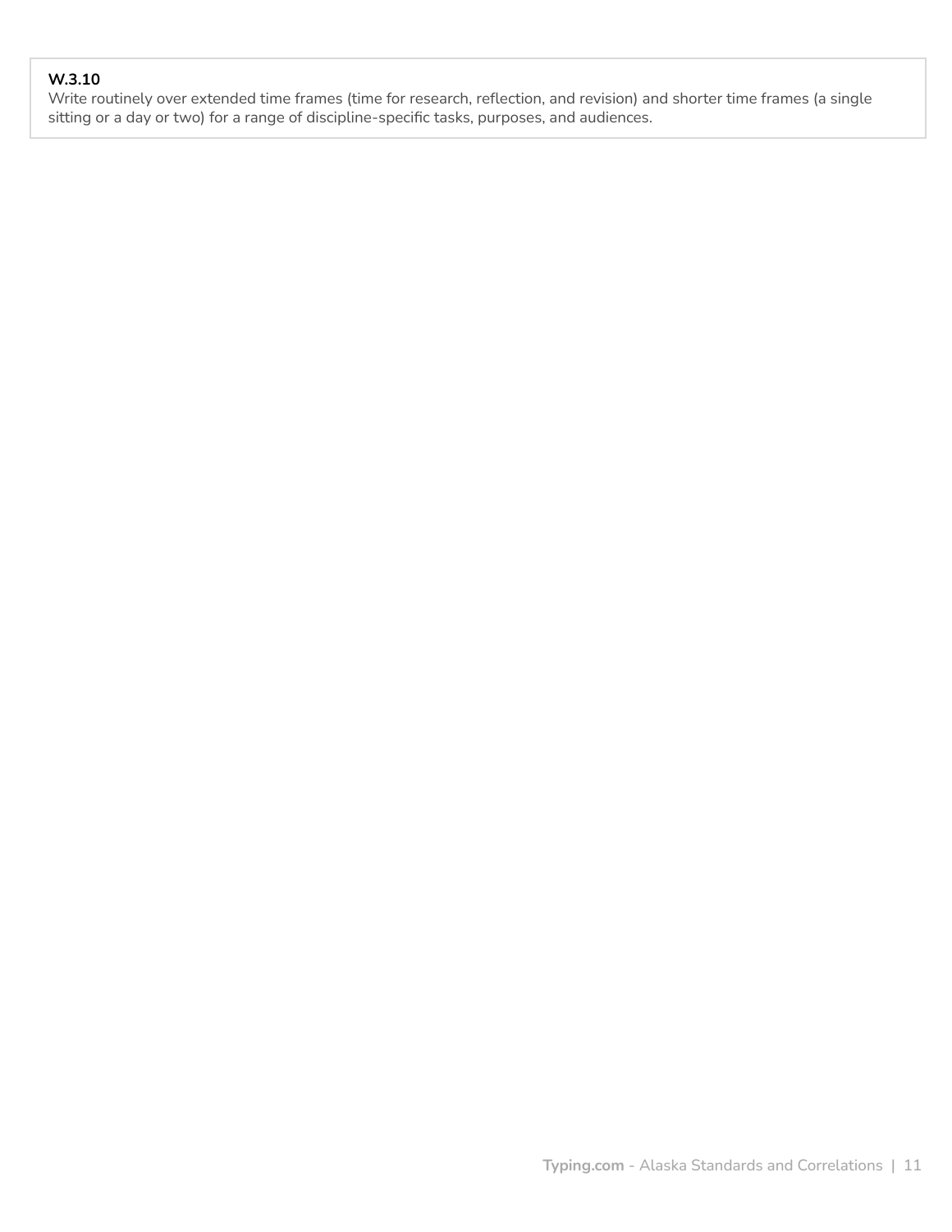**W.3.10**
Write routinely over extended time frames (time for research, reflection, and revision) and shorter time frames (a single sitting or a day or two) for a range of discipline-specific tasks, purposes, and audiences.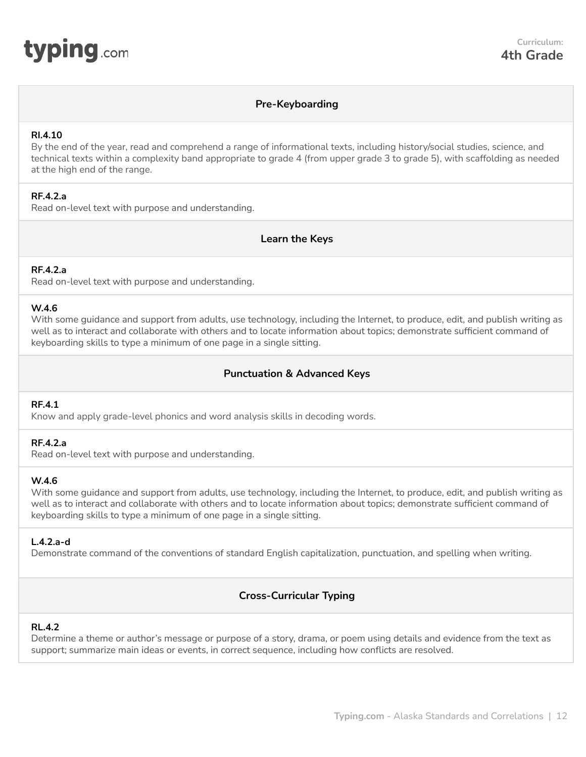Curriculum:
**4th Grade**

## Pre-Keyboarding

**RI.4.10**
By the end of the year, read and comprehend a range of informational texts, including history/social studies, science, and technical texts within a complexity band appropriate to grade 4 (from upper grade 3 to grade 5), with scaffolding as needed at the high end of the range.

**RF.4.2.a**
Read on-level text with purpose and understanding.

## Learn the Keys

**RF.4.2.a**
Read on-level text with purpose and understanding.

**W.4.6**
With some guidance and support from adults, use technology, including the Internet, to produce, edit, and publish writing as well as to interact and collaborate with others and to locate information about topics; demonstrate sufficient command of keyboarding skills to type a minimum of one page in a single sitting.

## Punctuation & Advanced Keys

**RF.4.1**
Know and apply grade-level phonics and word analysis skills in decoding words.

**RF.4.2.a**
Read on-level text with purpose and understanding.

**W.4.6**
With some guidance and support from adults, use technology, including the Internet, to produce, edit, and publish writing as well as to interact and collaborate with others and to locate information about topics; demonstrate sufficient command of keyboarding skills to type a minimum of one page in a single sitting.

**L.4.2.a-d**
Demonstrate command of the conventions of standard English capitalization, punctuation, and spelling when writing.

## Cross-Curricular Typing

**RL.4.2**
Determine a theme or author's message or purpose of a story, drama, or poem using details and evidence from the text as support; summarize main ideas or events, in correct sequence, including how conflicts are resolved.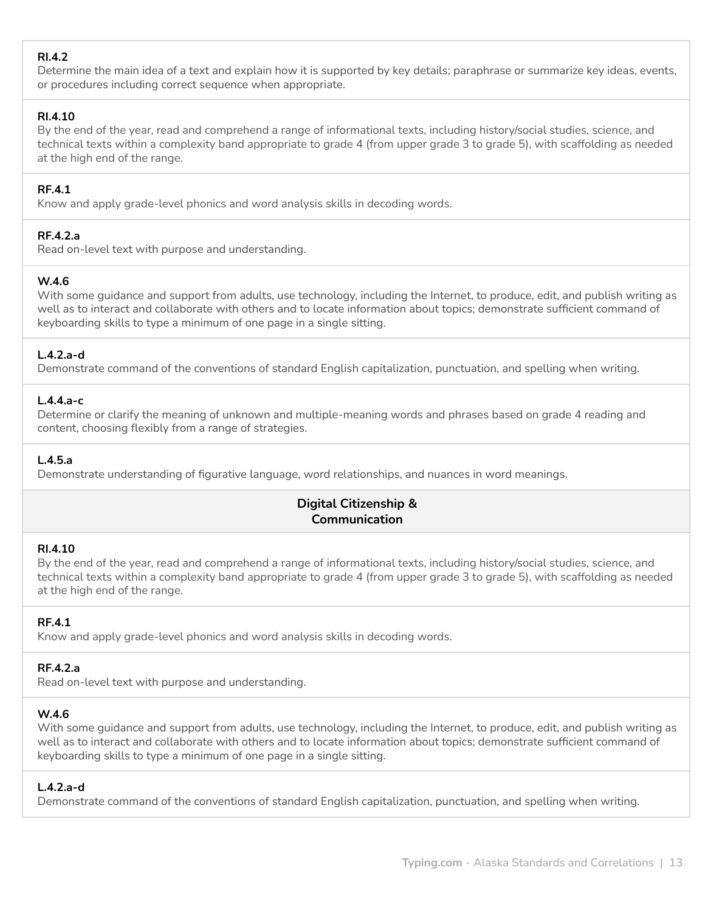**RI.4.2**
Determine the main idea of a text and explain how it is supported by key details; paraphrase or summarize key ideas, events, or procedures including correct sequence when appropriate.

**RI.4.10**
By the end of the year, read and comprehend a range of informational texts, including history/social studies, science, and technical texts within a complexity band appropriate to grade 4 (from upper grade 3 to grade 5), with scaffolding as needed at the high end of the range.

**RF.4.1**
Know and apply grade-level phonics and word analysis skills in decoding words.

**RF.4.2.a**
Read on-level text with purpose and understanding.

**W.4.6**
With some guidance and support from adults, use technology, including the Internet, to produce, edit, and publish writing as well as to interact and collaborate with others and to locate information about topics; demonstrate sufficient command of keyboarding skills to type a minimum of one page in a single sitting.

**L.4.2.a-d**
Demonstrate command of the conventions of standard English capitalization, punctuation, and spelling when writing.

**L.4.4.a-c**
Determine or clarify the meaning of unknown and multiple-meaning words and phrases based on grade 4 reading and content, choosing flexibly from a range of strategies.

**L.4.5.a**
Demonstrate understanding of figurative language, word relationships, and nuances in word meanings.

## Digital Citizenship & Communication

**RI.4.10**
By the end of the year, read and comprehend a range of informational texts, including history/social studies, science, and technical texts within a complexity band appropriate to grade 4 (from upper grade 3 to grade 5), with scaffolding as needed at the high end of the range.

**RF.4.1**
Know and apply grade-level phonics and word analysis skills in decoding words.

**RF.4.2.a**
Read on-level text with purpose and understanding.

**W.4.6**
With some guidance and support from adults, use technology, including the Internet, to produce, edit, and publish writing as well as to interact and collaborate with others and to locate information about topics; demonstrate sufficient command of keyboarding skills to type a minimum of one page in a single sitting.

**L.4.2.a-d**
Demonstrate command of the conventions of standard English capitalization, punctuation, and spelling when writing.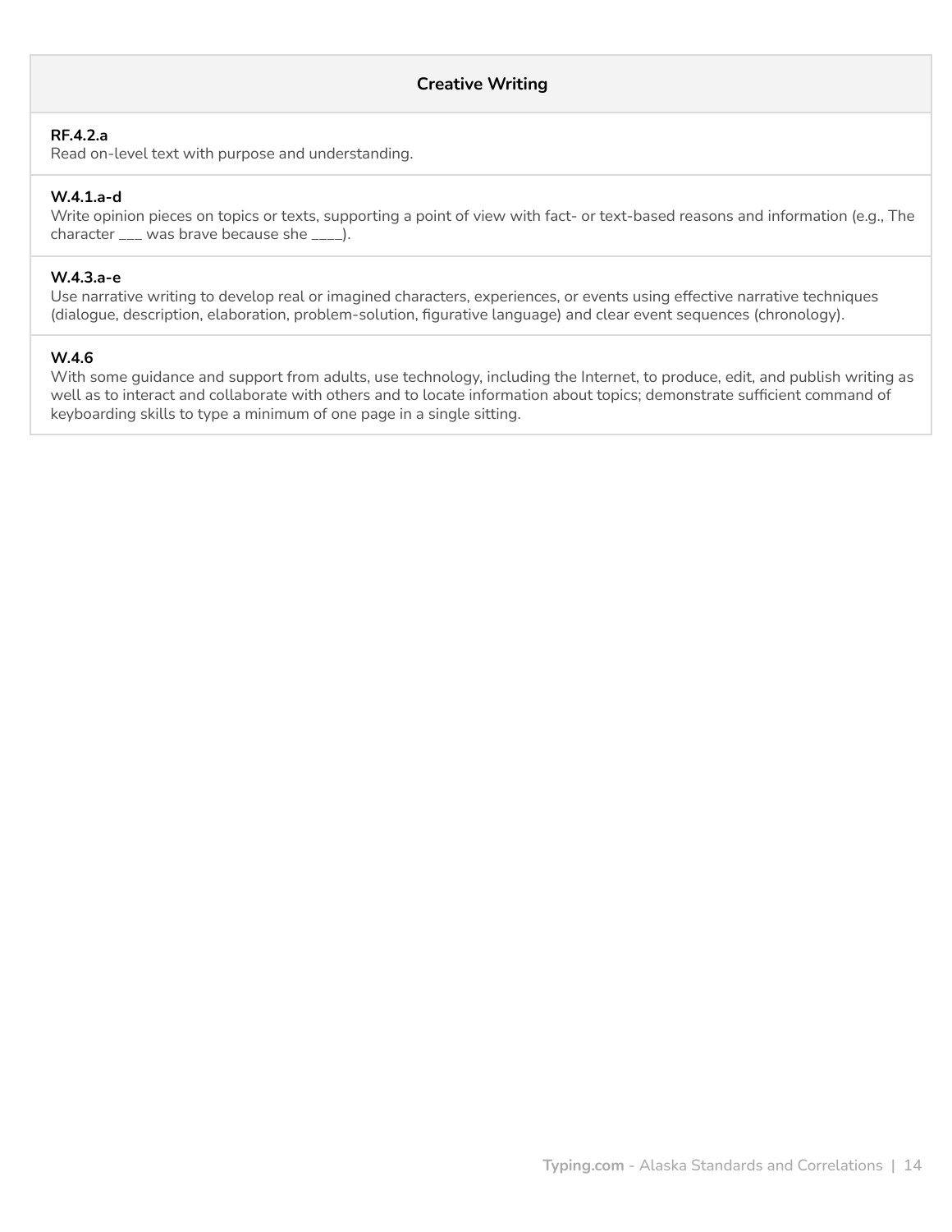| Creative Writing |
| --- |
| **RF.4.2.a**<br>Read on-level text with purpose and understanding. |
| **W.4.1.a-d**<br>Write opinion pieces on topics or texts, supporting a point of view with fact- or text-based reasons and information (e.g., The character ___ was brave because she ____). |
| **W.4.3.a-e**<br>Use narrative writing to develop real or imagined characters, experiences, or events using effective narrative techniques (dialogue, description, elaboration, problem-solution, figurative language) and clear event sequences (chronology). |
| **W.4.6**<br>With some guidance and support from adults, use technology, including the Internet, to produce, edit, and publish writing as well as to interact and collaborate with others and to locate information about topics; demonstrate sufficient command of keyboarding skills to type a minimum of one page in a single sitting. |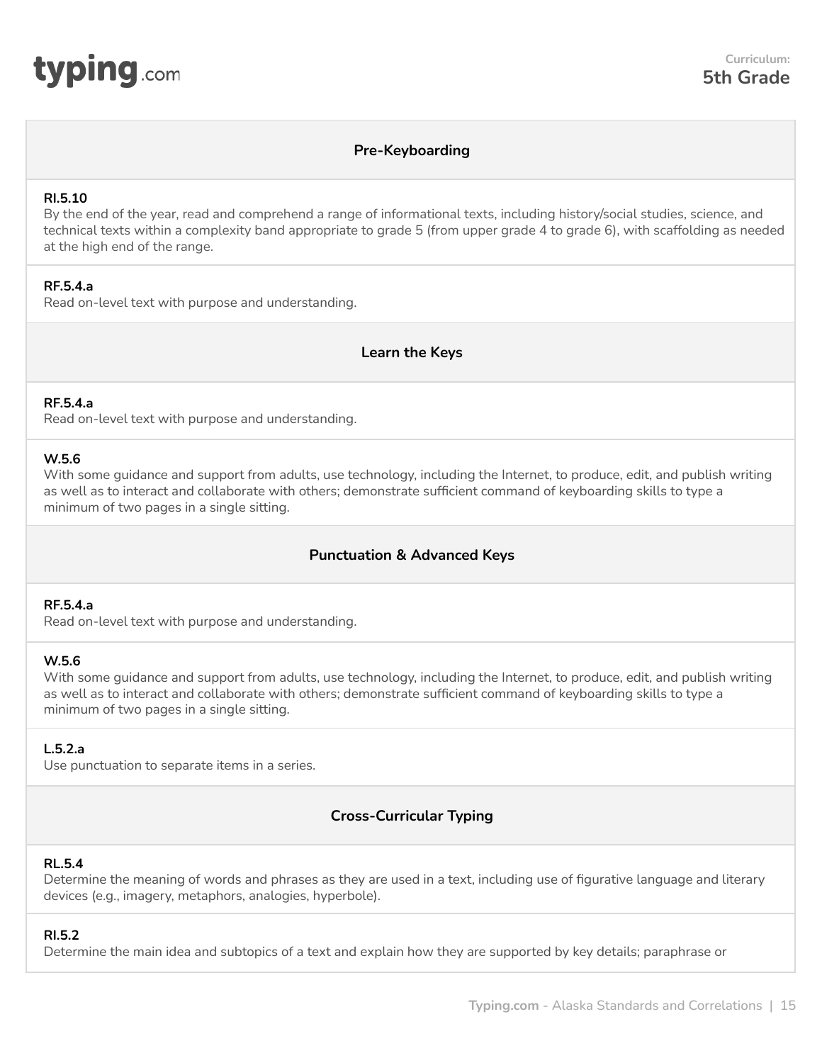**Curriculum:**
**5th Grade**

## Pre-Keyboarding

**RI.5.10**
By the end of the year, read and comprehend a range of informational texts, including history/social studies, science, and technical texts within a complexity band appropriate to grade 5 (from upper grade 4 to grade 6), with scaffolding as needed at the high end of the range.

**RF.5.4.a**
Read on-level text with purpose and understanding.

## Learn the Keys

**RF.5.4.a**
Read on-level text with purpose and understanding.

**W.5.6**
With some guidance and support from adults, use technology, including the Internet, to produce, edit, and publish writing as well as to interact and collaborate with others; demonstrate sufficient command of keyboarding skills to type a minimum of two pages in a single sitting.

## Punctuation & Advanced Keys

**RF.5.4.a**
Read on-level text with purpose and understanding.

**W.5.6**
With some guidance and support from adults, use technology, including the Internet, to produce, edit, and publish writing as well as to interact and collaborate with others; demonstrate sufficient command of keyboarding skills to type a minimum of two pages in a single sitting.

**L.5.2.a**
Use punctuation to separate items in a series.

## Cross-Curricular Typing

**RL.5.4**
Determine the meaning of words and phrases as they are used in a text, including use of figurative language and literary devices (e.g., imagery, metaphors, analogies, hyperbole).

**RI.5.2**
Determine the main idea and subtopics of a text and explain how they are supported by key details; paraphrase or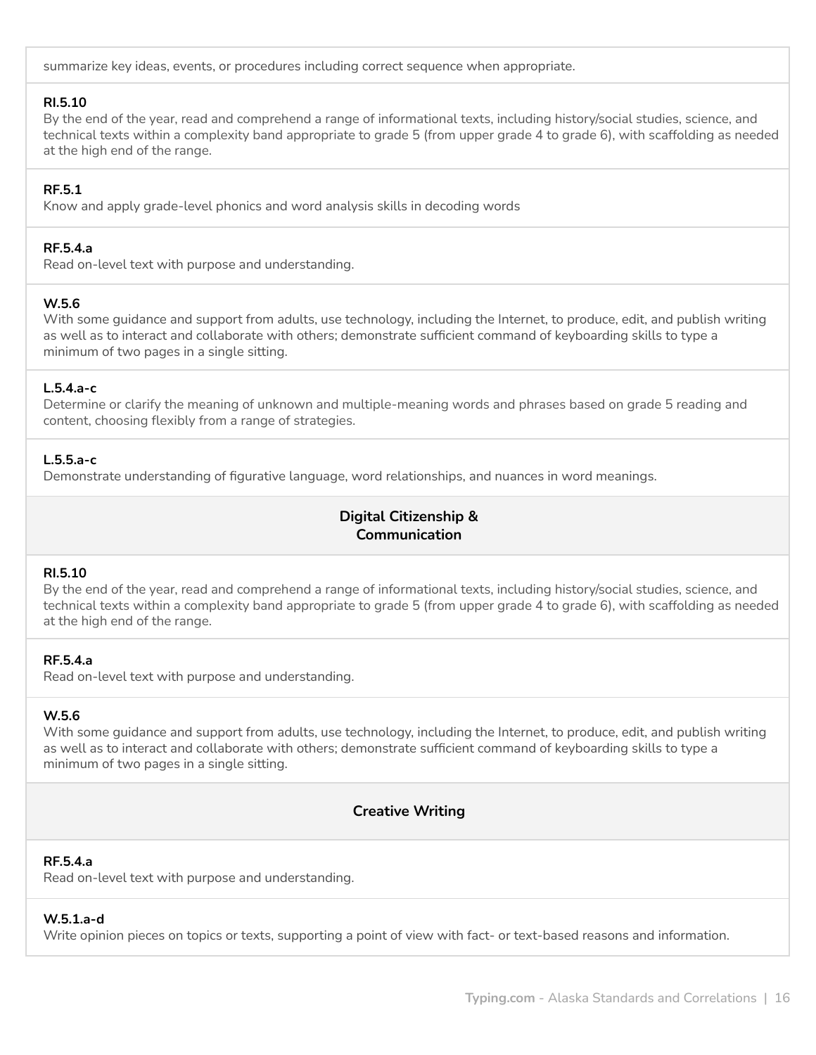summarize key ideas, events, or procedures including correct sequence when appropriate.

**RI.5.10**
By the end of the year, read and comprehend a range of informational texts, including history/social studies, science, and technical texts within a complexity band appropriate to grade 5 (from upper grade 4 to grade 6), with scaffolding as needed at the high end of the range.

**RF.5.1**
Know and apply grade-level phonics and word analysis skills in decoding words

**RF.5.4.a**
Read on-level text with purpose and understanding.

**W.5.6**
With some guidance and support from adults, use technology, including the Internet, to produce, edit, and publish writing as well as to interact and collaborate with others; demonstrate sufficient command of keyboarding skills to type a minimum of two pages in a single sitting.

**L.5.4.a-c**
Determine or clarify the meaning of unknown and multiple-meaning words and phrases based on grade 5 reading and content, choosing flexibly from a range of strategies.

**L.5.5.a-c**
Demonstrate understanding of figurative language, word relationships, and nuances in word meanings.

### Digital Citizenship & Communication

**RI.5.10**
By the end of the year, read and comprehend a range of informational texts, including history/social studies, science, and technical texts within a complexity band appropriate to grade 5 (from upper grade 4 to grade 6), with scaffolding as needed at the high end of the range.

**RF.5.4.a**
Read on-level text with purpose and understanding.

**W.5.6**
With some guidance and support from adults, use technology, including the Internet, to produce, edit, and publish writing as well as to interact and collaborate with others; demonstrate sufficient command of keyboarding skills to type a minimum of two pages in a single sitting.

### Creative Writing

**RF.5.4.a**
Read on-level text with purpose and understanding.

**W.5.1.a-d**
Write opinion pieces on topics or texts, supporting a point of view with fact- or text-based reasons and information.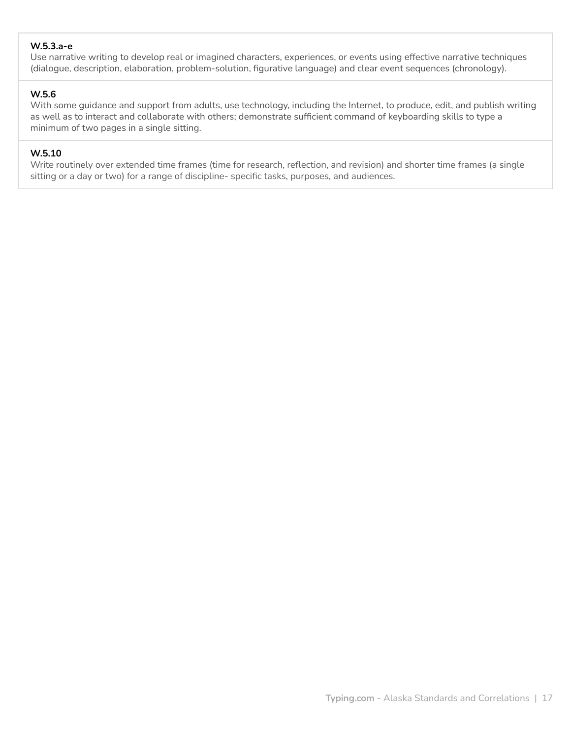**W.5.3.a-e**
Use narrative writing to develop real or imagined characters, experiences, or events using effective narrative techniques (dialogue, description, elaboration, problem-solution, figurative language) and clear event sequences (chronology).

**W.5.6**
With some guidance and support from adults, use technology, including the Internet, to produce, edit, and publish writing as well as to interact and collaborate with others; demonstrate sufficient command of keyboarding skills to type a minimum of two pages in a single sitting.

**W.5.10**
Write routinely over extended time frames (time for research, reflection, and revision) and shorter time frames (a single sitting or a day or two) for a range of discipline- specific tasks, purposes, and audiences.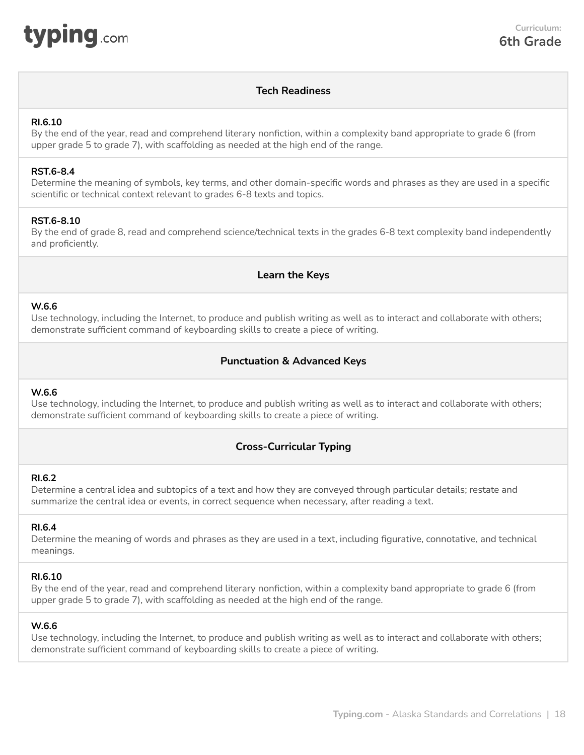**Curriculum:**
**6th Grade**

## Tech Readiness

**RI.6.10**
By the end of the year, read and comprehend literary nonfiction, within a complexity band appropriate to grade 6 (from upper grade 5 to grade 7), with scaffolding as needed at the high end of the range.

**RST.6-8.4**
Determine the meaning of symbols, key terms, and other domain-specific words and phrases as they are used in a specific scientific or technical context relevant to grades 6-8 texts and topics.

**RST.6-8.10**
By the end of grade 8, read and comprehend science/technical texts in the grades 6-8 text complexity band independently and proficiently.

## Learn the Keys

**W.6.6**
Use technology, including the Internet, to produce and publish writing as well as to interact and collaborate with others; demonstrate sufficient command of keyboarding skills to create a piece of writing.

## Punctuation & Advanced Keys

**W.6.6**
Use technology, including the Internet, to produce and publish writing as well as to interact and collaborate with others; demonstrate sufficient command of keyboarding skills to create a piece of writing.

## Cross-Curricular Typing

**RI.6.2**
Determine a central idea and subtopics of a text and how they are conveyed through particular details; restate and summarize the central idea or events, in correct sequence when necessary, after reading a text.

**RI.6.4**
Determine the meaning of words and phrases as they are used in a text, including figurative, connotative, and technical meanings.

**RI.6.10**
By the end of the year, read and comprehend literary nonfiction, within a complexity band appropriate to grade 6 (from upper grade 5 to grade 7), with scaffolding as needed at the high end of the range.

**W.6.6**
Use technology, including the Internet, to produce and publish writing as well as to interact and collaborate with others; demonstrate sufficient command of keyboarding skills to create a piece of writing.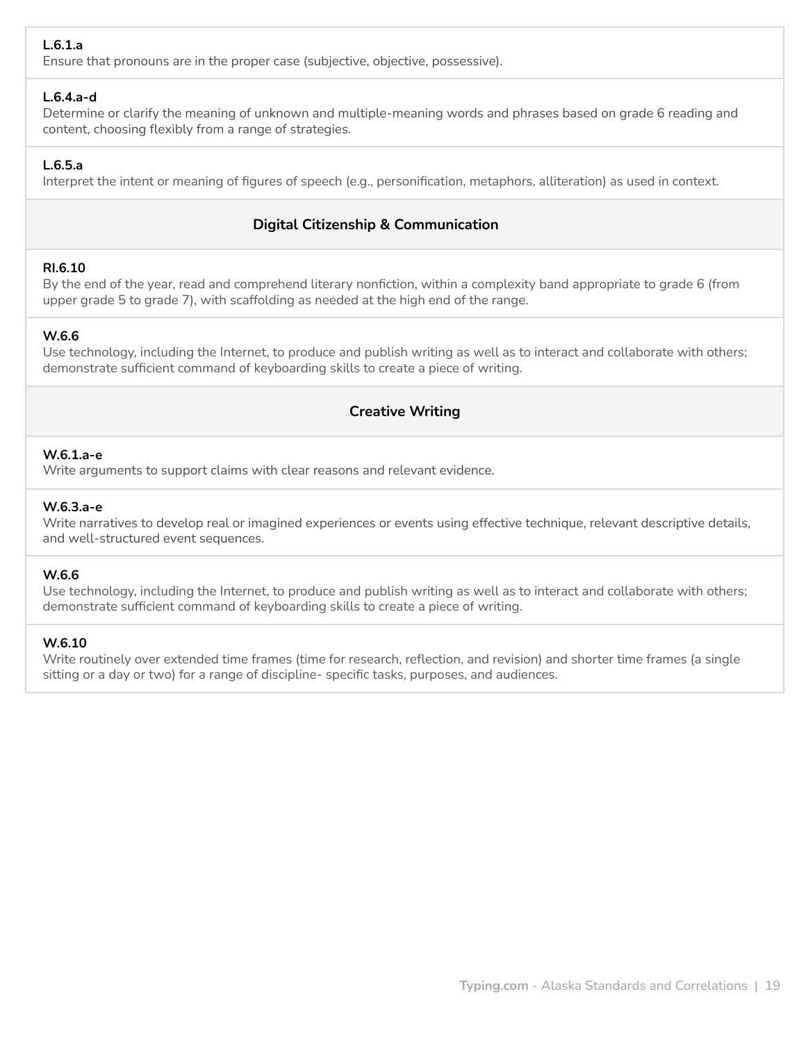**L.6.1.a**
Ensure that pronouns are in the proper case (subjective, objective, possessive).

**L.6.4.a-d**
Determine or clarify the meaning of unknown and multiple-meaning words and phrases based on grade 6 reading and content, choosing flexibly from a range of strategies.

**L.6.5.a**
Interpret the intent or meaning of figures of speech (e.g., personification, metaphors, alliteration) as used in context.

### Digital Citizenship & Communication

**RI.6.10**
By the end of the year, read and comprehend literary nonfiction, within a complexity band appropriate to grade 6 (from upper grade 5 to grade 7), with scaffolding as needed at the high end of the range.

**W.6.6**
Use technology, including the Internet, to produce and publish writing as well as to interact and collaborate with others; demonstrate sufficient command of keyboarding skills to create a piece of writing.

### Creative Writing

**W.6.1.a-e**
Write arguments to support claims with clear reasons and relevant evidence.

**W.6.3.a-e**
Write narratives to develop real or imagined experiences or events using effective technique, relevant descriptive details, and well-structured event sequences.

**W.6.6**
Use technology, including the Internet, to produce and publish writing as well as to interact and collaborate with others; demonstrate sufficient command of keyboarding skills to create a piece of writing.

**W.6.10**
Write routinely over extended time frames (time for research, reflection, and revision) and shorter time frames (a single sitting or a day or two) for a range of discipline- specific tasks, purposes, and audiences.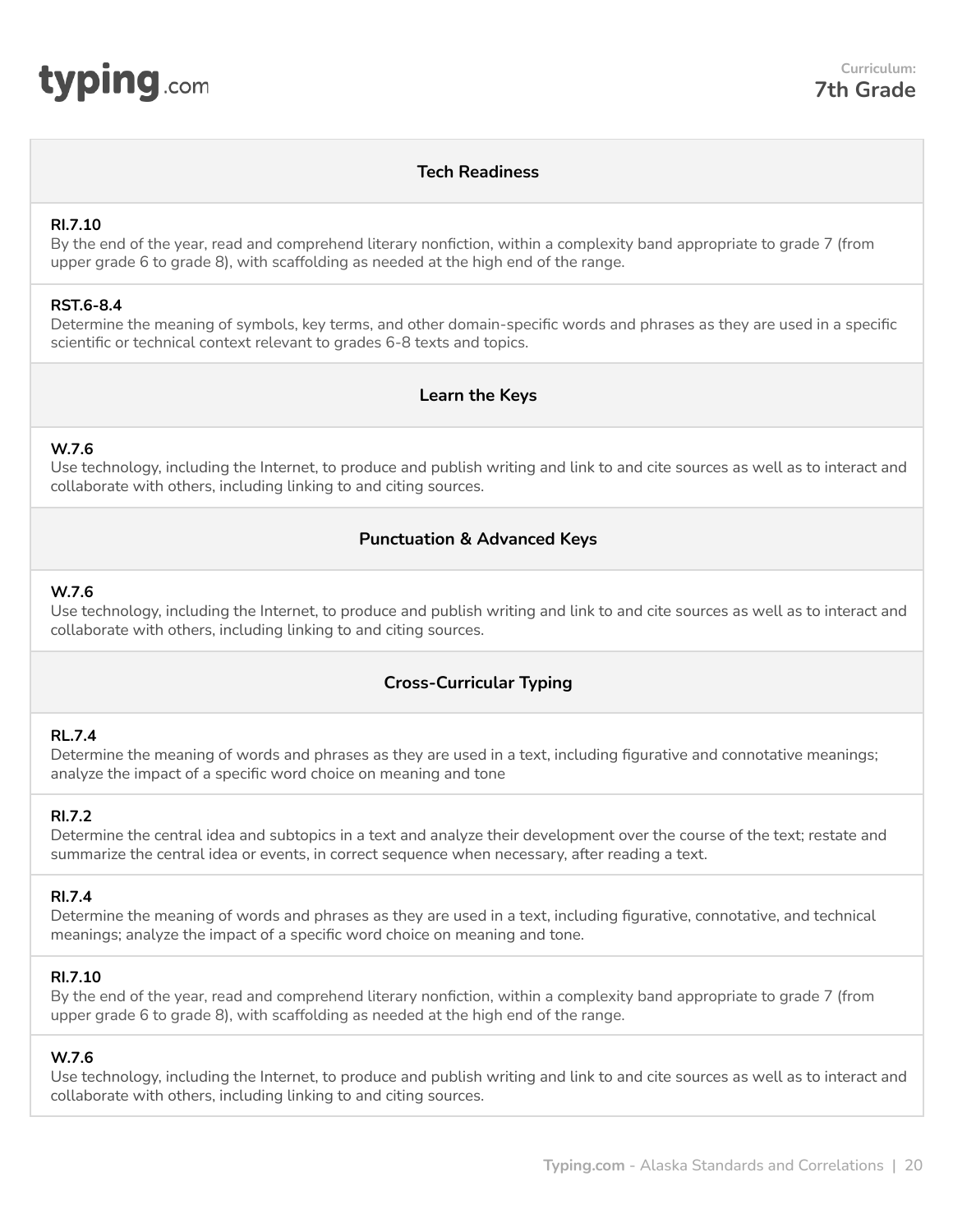**Curriculum:**
**7th Grade**

## Tech Readiness

**RI.7.10**
By the end of the year, read and comprehend literary nonfiction, within a complexity band appropriate to grade 7 (from upper grade 6 to grade 8), with scaffolding as needed at the high end of the range.

**RST.6-8.4**
Determine the meaning of symbols, key terms, and other domain-specific words and phrases as they are used in a specific scientific or technical context relevant to grades 6-8 texts and topics.

## Learn the Keys

**W.7.6**
Use technology, including the Internet, to produce and publish writing and link to and cite sources as well as to interact and collaborate with others, including linking to and citing sources.

## Punctuation & Advanced Keys

**W.7.6**
Use technology, including the Internet, to produce and publish writing and link to and cite sources as well as to interact and collaborate with others, including linking to and citing sources.

## Cross-Curricular Typing

**RL.7.4**
Determine the meaning of words and phrases as they are used in a text, including figurative and connotative meanings; analyze the impact of a specific word choice on meaning and tone

**RI.7.2**
Determine the central idea and subtopics in a text and analyze their development over the course of the text; restate and summarize the central idea or events, in correct sequence when necessary, after reading a text.

**RI.7.4**
Determine the meaning of words and phrases as they are used in a text, including figurative, connotative, and technical meanings; analyze the impact of a specific word choice on meaning and tone.

**RI.7.10**
By the end of the year, read and comprehend literary nonfiction, within a complexity band appropriate to grade 7 (from upper grade 6 to grade 8), with scaffolding as needed at the high end of the range.

**W.7.6**
Use technology, including the Internet, to produce and publish writing and link to and cite sources as well as to interact and collaborate with others, including linking to and citing sources.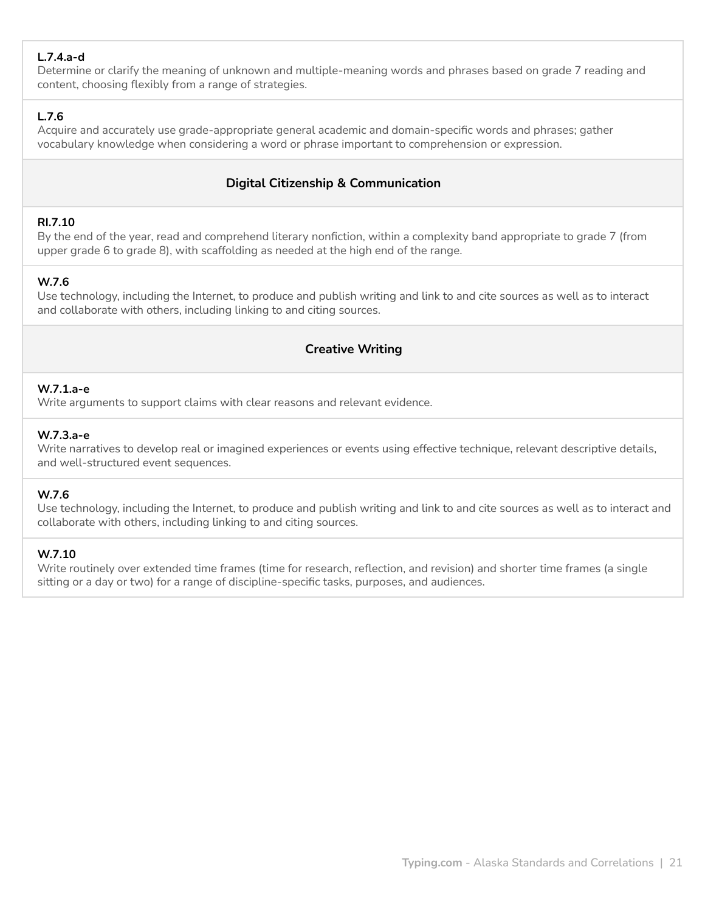**L.7.4.a-d**
Determine or clarify the meaning of unknown and multiple-meaning words and phrases based on grade 7 reading and content, choosing flexibly from a range of strategies.

**L.7.6**
Acquire and accurately use grade-appropriate general academic and domain-specific words and phrases; gather vocabulary knowledge when considering a word or phrase important to comprehension or expression.

### Digital Citizenship & Communication

**RI.7.10**
By the end of the year, read and comprehend literary nonfiction, within a complexity band appropriate to grade 7 (from upper grade 6 to grade 8), with scaffolding as needed at the high end of the range.

**W.7.6**
Use technology, including the Internet, to produce and publish writing and link to and cite sources as well as to interact and collaborate with others, including linking to and citing sources.

### Creative Writing

**W.7.1.a-e**
Write arguments to support claims with clear reasons and relevant evidence.

**W.7.3.a-e**
Write narratives to develop real or imagined experiences or events using effective technique, relevant descriptive details, and well-structured event sequences.

**W.7.6**
Use technology, including the Internet, to produce and publish writing and link to and cite sources as well as to interact and collaborate with others, including linking to and citing sources.

**W.7.10**
Write routinely over extended time frames (time for research, reflection, and revision) and shorter time frames (a single sitting or a day or two) for a range of discipline-specific tasks, purposes, and audiences.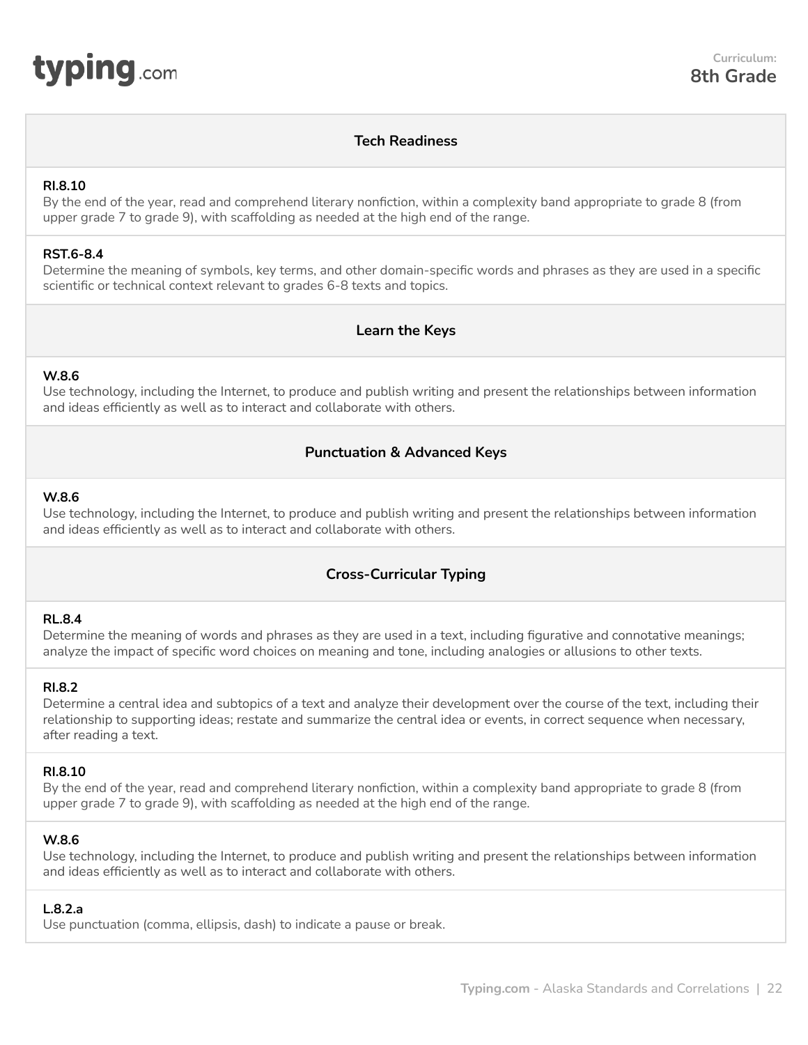**typing**.com

Curriculum:
**8th Grade**

## Tech Readiness

**RI.8.10**
By the end of the year, read and comprehend literary nonfiction, within a complexity band appropriate to grade 8 (from upper grade 7 to grade 9), with scaffolding as needed at the high end of the range.

**RST.6-8.4**
Determine the meaning of symbols, key terms, and other domain-specific words and phrases as they are used in a specific scientific or technical context relevant to grades 6-8 texts and topics.

## Learn the Keys

**W.8.6**
Use technology, including the Internet, to produce and publish writing and present the relationships between information and ideas efficiently as well as to interact and collaborate with others.

## Punctuation & Advanced Keys

**W.8.6**
Use technology, including the Internet, to produce and publish writing and present the relationships between information and ideas efficiently as well as to interact and collaborate with others.

## Cross-Curricular Typing

**RL.8.4**
Determine the meaning of words and phrases as they are used in a text, including figurative and connotative meanings; analyze the impact of specific word choices on meaning and tone, including analogies or allusions to other texts.

**RI.8.2**
Determine a central idea and subtopics of a text and analyze their development over the course of the text, including their relationship to supporting ideas; restate and summarize the central idea or events, in correct sequence when necessary, after reading a text.

**RI.8.10**
By the end of the year, read and comprehend literary nonfiction, within a complexity band appropriate to grade 8 (from upper grade 7 to grade 9), with scaffolding as needed at the high end of the range.

**W.8.6**
Use technology, including the Internet, to produce and publish writing and present the relationships between information and ideas efficiently as well as to interact and collaborate with others.

**L.8.2.a**
Use punctuation (comma, ellipsis, dash) to indicate a pause or break.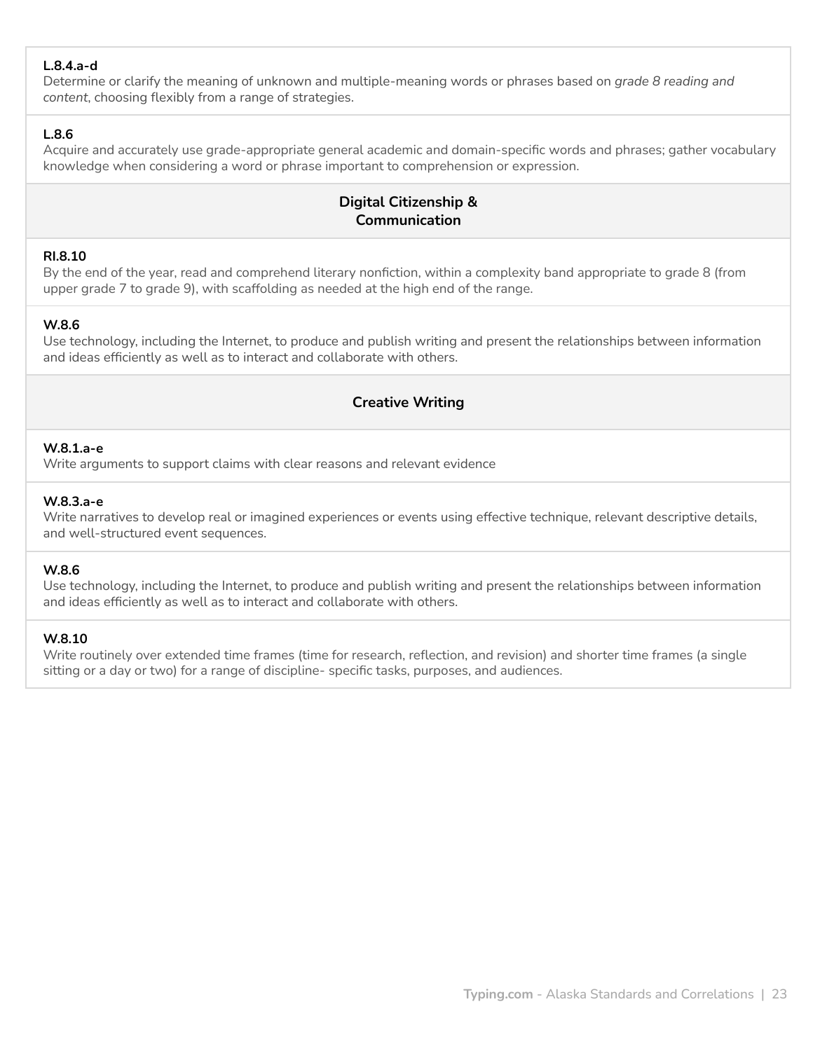**L.8.4.a-d**
Determine or clarify the meaning of unknown and multiple-meaning words or phrases based on *grade 8 reading and content*, choosing flexibly from a range of strategies.

**L.8.6**
Acquire and accurately use grade-appropriate general academic and domain-specific words and phrases; gather vocabulary knowledge when considering a word or phrase important to comprehension or expression.

### Digital Citizenship & Communication

**RI.8.10**
By the end of the year, read and comprehend literary nonfiction, within a complexity band appropriate to grade 8 (from upper grade 7 to grade 9), with scaffolding as needed at the high end of the range.

**W.8.6**
Use technology, including the Internet, to produce and publish writing and present the relationships between information and ideas efficiently as well as to interact and collaborate with others.

### Creative Writing

**W.8.1.a-e**
Write arguments to support claims with clear reasons and relevant evidence

**W.8.3.a-e**
Write narratives to develop real or imagined experiences or events using effective technique, relevant descriptive details, and well-structured event sequences.

**W.8.6**
Use technology, including the Internet, to produce and publish writing and present the relationships between information and ideas efficiently as well as to interact and collaborate with others.

**W.8.10**
Write routinely over extended time frames (time for research, reflection, and revision) and shorter time frames (a single sitting or a day or two) for a range of discipline- specific tasks, purposes, and audiences.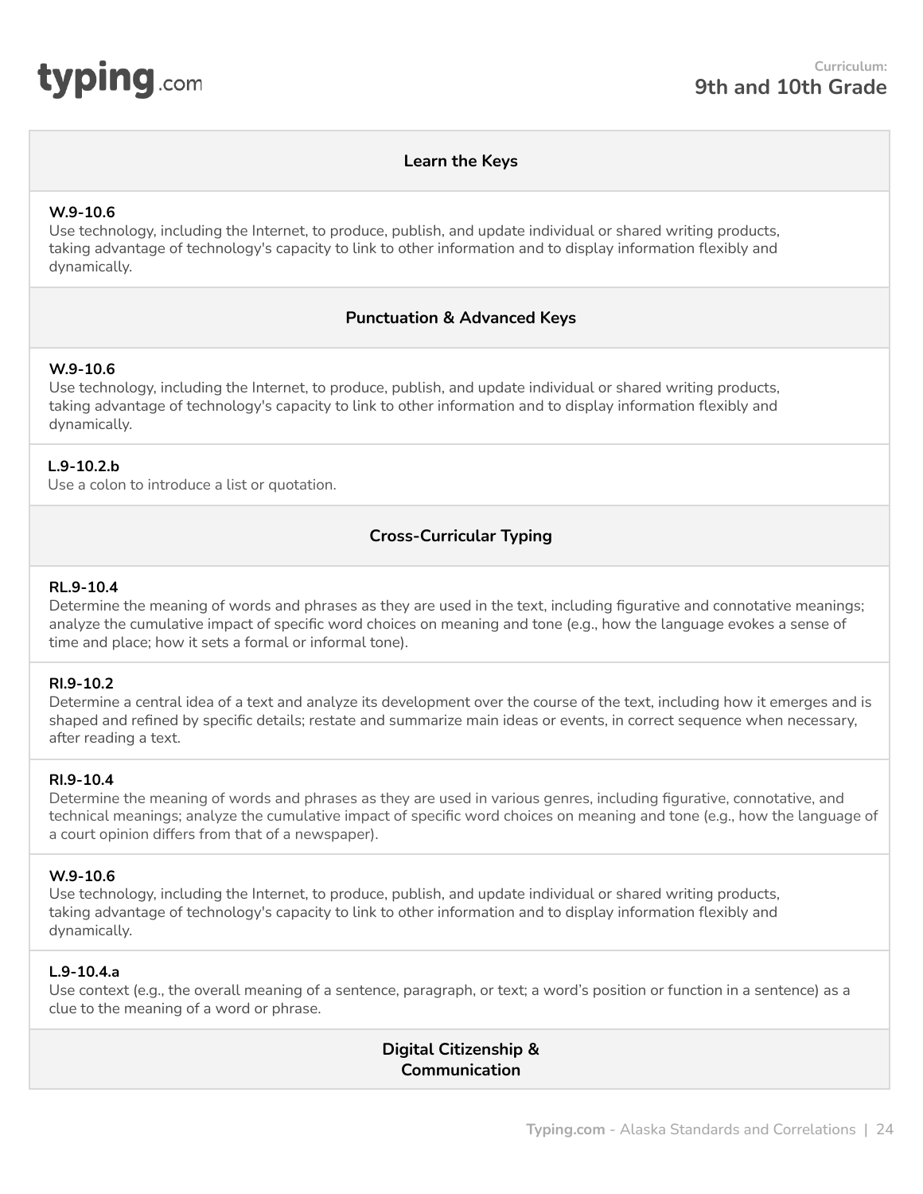## Learn the Keys

**W.9-10.6**
Use technology, including the Internet, to produce, publish, and update individual or shared writing products, taking advantage of technology's capacity to link to other information and to display information flexibly and dynamically.

## Punctuation & Advanced Keys

**W.9-10.6**
Use technology, including the Internet, to produce, publish, and update individual or shared writing products, taking advantage of technology's capacity to link to other information and to display information flexibly and dynamically.

**L.9-10.2.b**
Use a colon to introduce a list or quotation.

## Cross-Curricular Typing

**RL.9-10.4**
Determine the meaning of words and phrases as they are used in the text, including figurative and connotative meanings; analyze the cumulative impact of specific word choices on meaning and tone (e.g., how the language evokes a sense of time and place; how it sets a formal or informal tone).

**RI.9-10.2**
Determine a central idea of a text and analyze its development over the course of the text, including how it emerges and is shaped and refined by specific details; restate and summarize main ideas or events, in correct sequence when necessary, after reading a text.

**RI.9-10.4**
Determine the meaning of words and phrases as they are used in various genres, including figurative, connotative, and technical meanings; analyze the cumulative impact of specific word choices on meaning and tone (e.g., how the language of a court opinion differs from that of a newspaper).

**W.9-10.6**
Use technology, including the Internet, to produce, publish, and update individual or shared writing products, taking advantage of technology's capacity to link to other information and to display information flexibly and dynamically.

**L.9-10.4.a**
Use context (e.g., the overall meaning of a sentence, paragraph, or text; a word's position or function in a sentence) as a clue to the meaning of a word or phrase.

## Digital Citizenship & Communication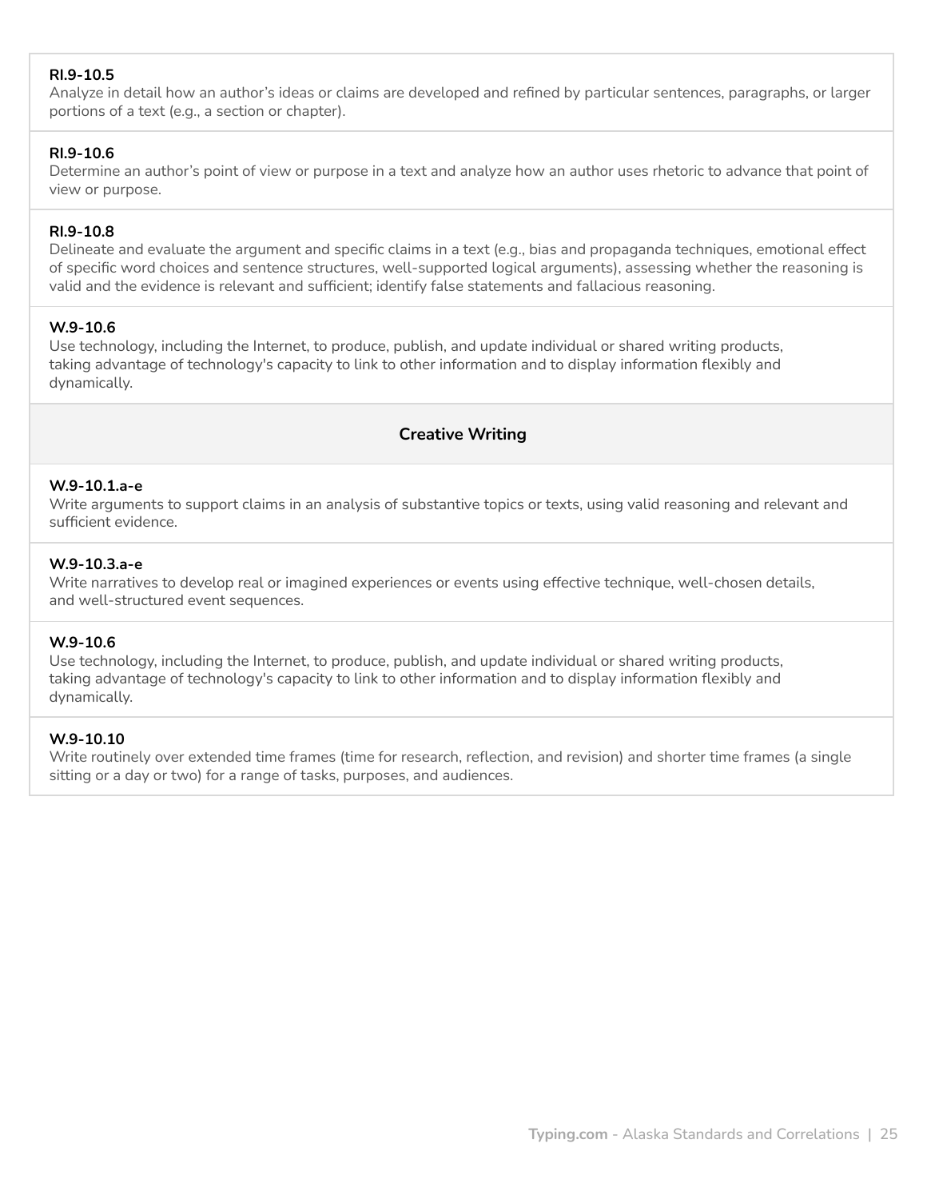**RI.9-10.5**
Analyze in detail how an author's ideas or claims are developed and refined by particular sentences, paragraphs, or larger portions of a text (e.g., a section or chapter).

**RI.9-10.6**
Determine an author's point of view or purpose in a text and analyze how an author uses rhetoric to advance that point of view or purpose.

**RI.9-10.8**
Delineate and evaluate the argument and specific claims in a text (e.g., bias and propaganda techniques, emotional effect of specific word choices and sentence structures, well-supported logical arguments), assessing whether the reasoning is valid and the evidence is relevant and sufficient; identify false statements and fallacious reasoning.

**W.9-10.6**
Use technology, including the Internet, to produce, publish, and update individual or shared writing products, taking advantage of technology's capacity to link to other information and to display information flexibly and dynamically.

## Creative Writing

**W.9-10.1.a-e**
Write arguments to support claims in an analysis of substantive topics or texts, using valid reasoning and relevant and sufficient evidence.

**W.9-10.3.a-e**
Write narratives to develop real or imagined experiences or events using effective technique, well-chosen details, and well-structured event sequences.

**W.9-10.6**
Use technology, including the Internet, to produce, publish, and update individual or shared writing products, taking advantage of technology's capacity to link to other information and to display information flexibly and dynamically.

**W.9-10.10**
Write routinely over extended time frames (time for research, reflection, and revision) and shorter time frames (a single sitting or a day or two) for a range of tasks, purposes, and audiences.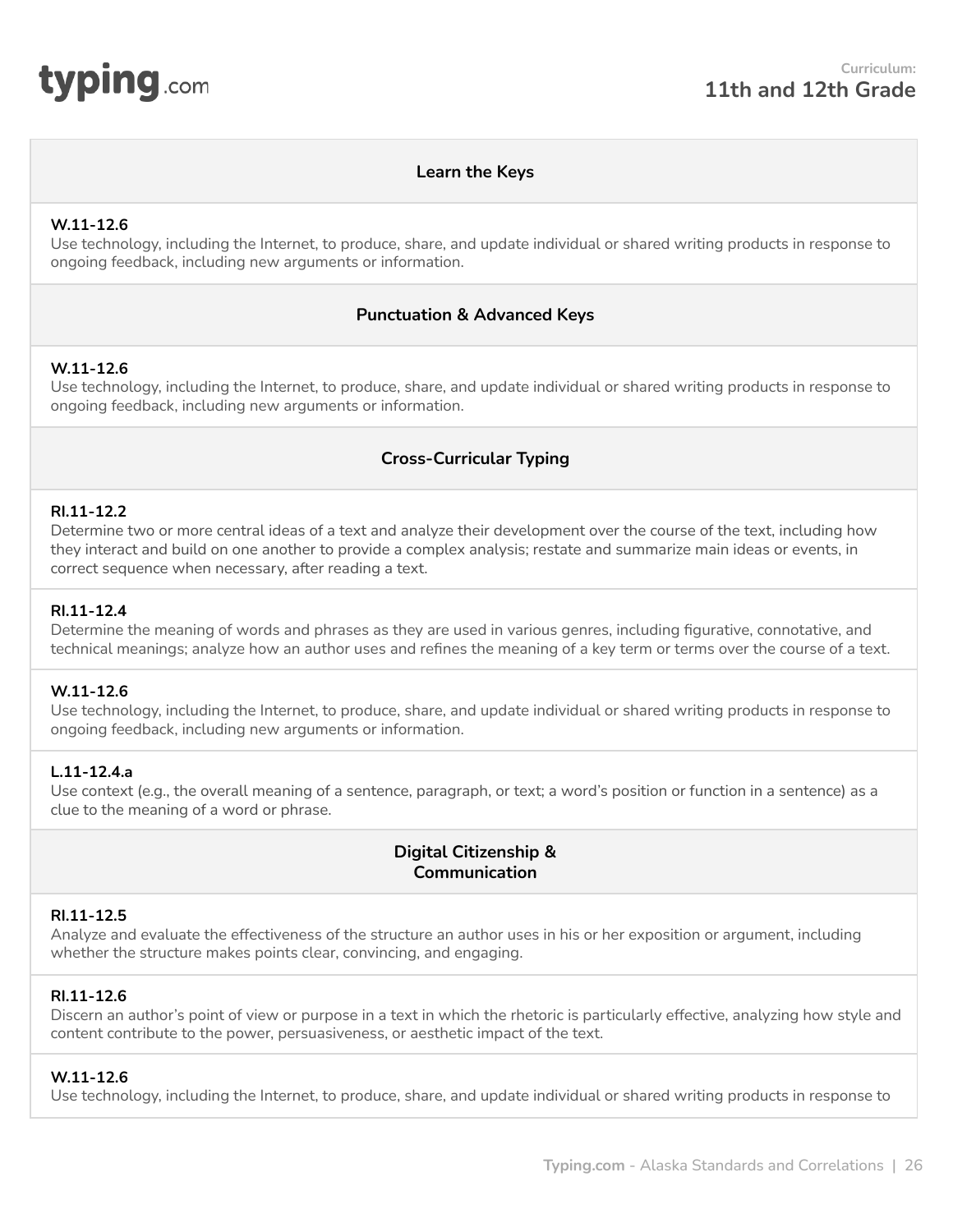Curriculum:
**11th and 12th Grade**

### Learn the Keys

**W.11-12.6**
Use technology, including the Internet, to produce, share, and update individual or shared writing products in response to ongoing feedback, including new arguments or information.

### Punctuation & Advanced Keys

**W.11-12.6**
Use technology, including the Internet, to produce, share, and update individual or shared writing products in response to ongoing feedback, including new arguments or information.

### Cross-Curricular Typing

**RI.11-12.2**
Determine two or more central ideas of a text and analyze their development over the course of the text, including how they interact and build on one another to provide a complex analysis; restate and summarize main ideas or events, in correct sequence when necessary, after reading a text.

**RI.11-12.4**
Determine the meaning of words and phrases as they are used in various genres, including figurative, connotative, and technical meanings; analyze how an author uses and refines the meaning of a key term or terms over the course of a text.

**W.11-12.6**
Use technology, including the Internet, to produce, share, and update individual or shared writing products in response to ongoing feedback, including new arguments or information.

**L.11-12.4.a**
Use context (e.g., the overall meaning of a sentence, paragraph, or text; a word's position or function in a sentence) as a clue to the meaning of a word or phrase.

### Digital Citizenship & Communication

**RI.11-12.5**
Analyze and evaluate the effectiveness of the structure an author uses in his or her exposition or argument, including whether the structure makes points clear, convincing, and engaging.

**RI.11-12.6**
Discern an author's point of view or purpose in a text in which the rhetoric is particularly effective, analyzing how style and content contribute to the power, persuasiveness, or aesthetic impact of the text.

**W.11-12.6**
Use technology, including the Internet, to produce, share, and update individual or shared writing products in response to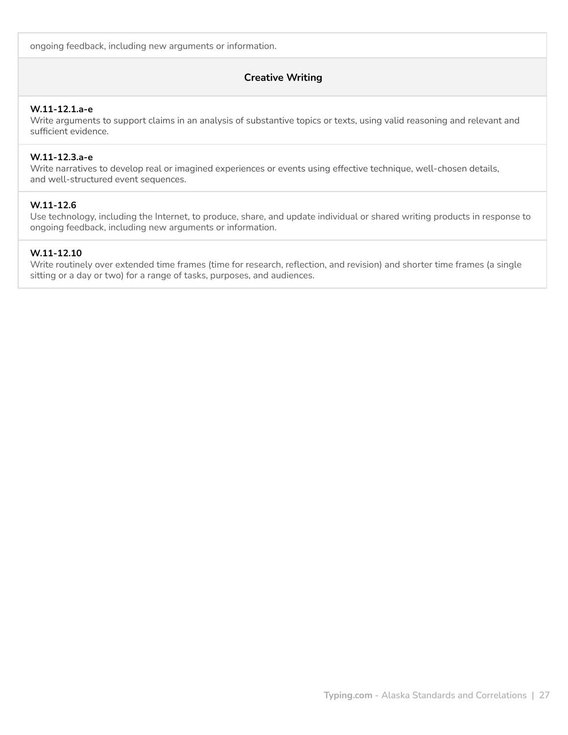ongoing feedback, including new arguments or information.

## Creative Writing

**W.11-12.1.a-e**
Write arguments to support claims in an analysis of substantive topics or texts, using valid reasoning and relevant and sufficient evidence.

**W.11-12.3.a-e**
Write narratives to develop real or imagined experiences or events using effective technique, well-chosen details, and well-structured event sequences.

**W.11-12.6**
Use technology, including the Internet, to produce, share, and update individual or shared writing products in response to ongoing feedback, including new arguments or information.

**W.11-12.10**
Write routinely over extended time frames (time for research, reflection, and revision) and shorter time frames (a single sitting or a day or two) for a range of tasks, purposes, and audiences.